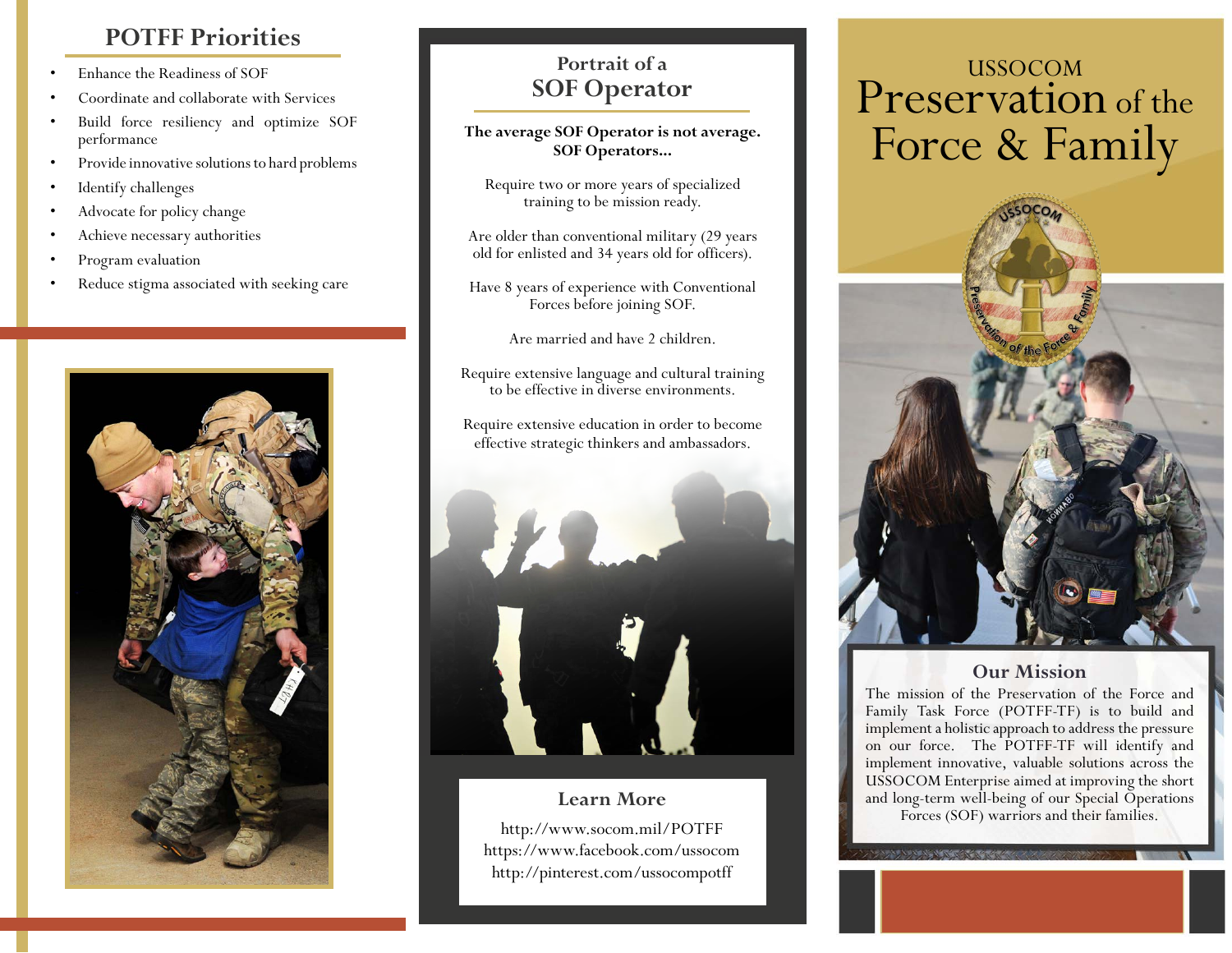## POTFF Priorities

- Enhance the Readiness of SOF
- Coordinate and collaborate with Services
- Build force resiliency and optimize SOF performance
- Provide innovative solutions to hard problems
- Identify challenges
- Advocate for policy change
- Achieve necessary authorities
- Program evaluation
- Reduce stigma associated with seeking care

## Portrait of a SOF Operator

**The average SOF Operator is not average. SOF Operators...**

Require two or more years of specialized training to be mission ready.

Are older than conventional military (29 years old for enlisted and 34 years old for officers).

Have 8 years of experience with Conventional Forces before joining SOF.

Are married and have 2 children.

Require extensive language and cultural training to be effective in diverse environments.

Require extensive education in order to become effective strategic thinkers and ambassadors.

## Learn More

http://www.socom.mil/POTFF
https://www.facebook.com/ussocom
http://pinterest.com/ussocompotff

# USSOCOM Preservation of the Force & Family

## Our Mission

The mission of the Preservation of the Force and Family Task Force (POTFF-TF) is to build and implement a holistic approach to address the pressure on our force. The POTFF-TF will identify and implement innovative, valuable solutions across the USSOCOM Enterprise aimed at improving the short and long-term well-being of our Special Operations Forces (SOF) warriors and their families.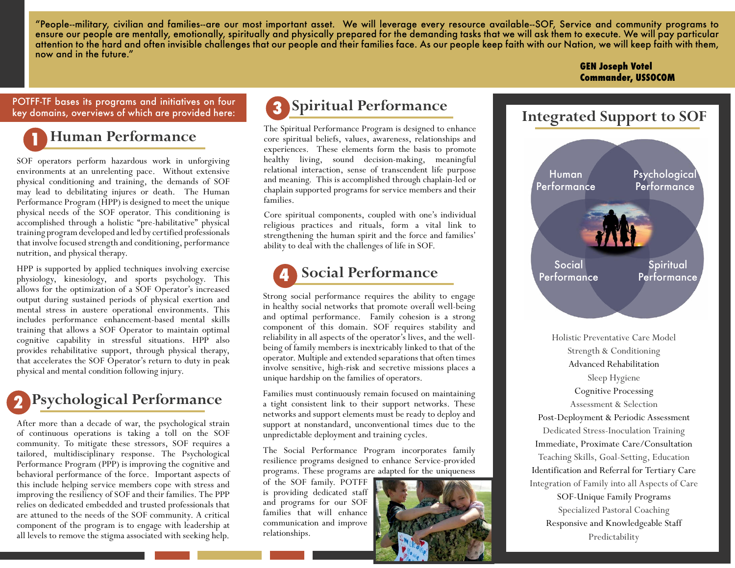"People--military, civilian and families--are our most important asset. We will leverage every resource available--SOF, Service and community programs to ensure our people are mentally, emotionally, spiritually and physically prepared for the demanding tasks that we will ask them to execute. We will pay particular attention to the hard and often invisible challenges that our people and their families face. As our people keep faith with our Nation, we will keep faith with them, now and in the future."

**GEN Joseph Votel**
**Commander, USSOCOM**

POTFF-TF bases its programs and initiatives on four key domains, overviews of which are provided here:

## 1 Human Performance

SOF operators perform hazardous work in unforgiving environments at an unrelenting pace. Without extensive physical conditioning and training, the demands of SOF may lead to debilitating injures or death. The Human Performance Program (HPP) is designed to meet the unique physical needs of the SOF operator. This conditioning is accomplished through a holistic "pre-habilitative" physical training program developed and led by certified professionals that involve focused strength and conditioning, performance nutrition, and physical therapy.

HPP is supported by applied techniques involving exercise physiology, kinesiology, and sports psychology. This allows for the optimization of a SOF Operator's increased output during sustained periods of physical exertion and mental stress in austere operational environments. This includes performance enhancement-based mental skills training that allows a SOF Operator to maintain optimal cognitive capability in stressful situations. HPP also provides rehabilitative support, through physical therapy, that accelerates the SOF Operator's return to duty in peak physical and mental condition following injury.

## 2 Psychological Performance

After more than a decade of war, the psychological strain of continuous operations is taking a toll on the SOF community. To mitigate these stressors, SOF requires a tailored, multidisciplinary response. The Psychological Performance Program (PPP) is improving the cognitive and behavioral performance of the force. Important aspects of this include helping service members cope with stress and improving the resiliency of SOF and their families. The PPP relies on dedicated embedded and trusted professionals that are attuned to the needs of the SOF community. A critical component of the program is to engage with leadership at all levels to remove the stigma associated with seeking help.

## 3 Spiritual Performance

The Spiritual Performance Program is designed to enhance core spiritual beliefs, values, awareness, relationships and experiences. These elements form the basis to promote healthy living, sound decision-making, meaningful relational interaction, sense of transcendent life purpose and meaning. This is accomplished through chaplain-led or chaplain supported programs for service members and their families.

Core spiritual components, coupled with one's individual religious practices and rituals, form a vital link to strengthening the human spirit and the force and families' ability to deal with the challenges of life in SOF.

## 4 Social Performance

Strong social performance requires the ability to engage in healthy social networks that promote overall well-being and optimal performance. Family cohesion is a strong component of this domain. SOF requires stability and reliability in all aspects of the operator's lives, and the well-being of family members is inextricably linked to that of the operator. Multiple and extended separations that often times involve sensitive, high-risk and secretive missions places a unique hardship on the families of operators.

Families must continuously remain focused on maintaining a tight consistent link to their support networks. These networks and support elements must be ready to deploy and support at nonstandard, unconventional times due to the unpredictable deployment and training cycles.

The Social Performance Program incorporates family resilience programs designed to enhance Service-provided programs. These programs are adapted for the uniqueness of the SOF family. POTFF is providing dedicated staff and programs for our SOF families that will enhance communication and improve relationships.

## Integrated Support to SOF

Human Performance
Psychological Performance
Social Performance
Spiritual Performance

Holistic Preventative Care Model
Strength & Conditioning
Advanced Rehabilitation
Sleep Hygiene
Cognitive Processing
Assessment & Selection
Post-Deployment & Periodic Assessment
Dedicated Stress-Inoculation Training
Immediate, Proximate Care/Consultation
Teaching Skills, Goal-Setting, Education
Identification and Referral for Tertiary Care
Integration of Family into all Aspects of Care
SOF-Unique Family Programs
Specialized Pastoral Coaching
Responsive and Knowledgeable Staff
Predictability